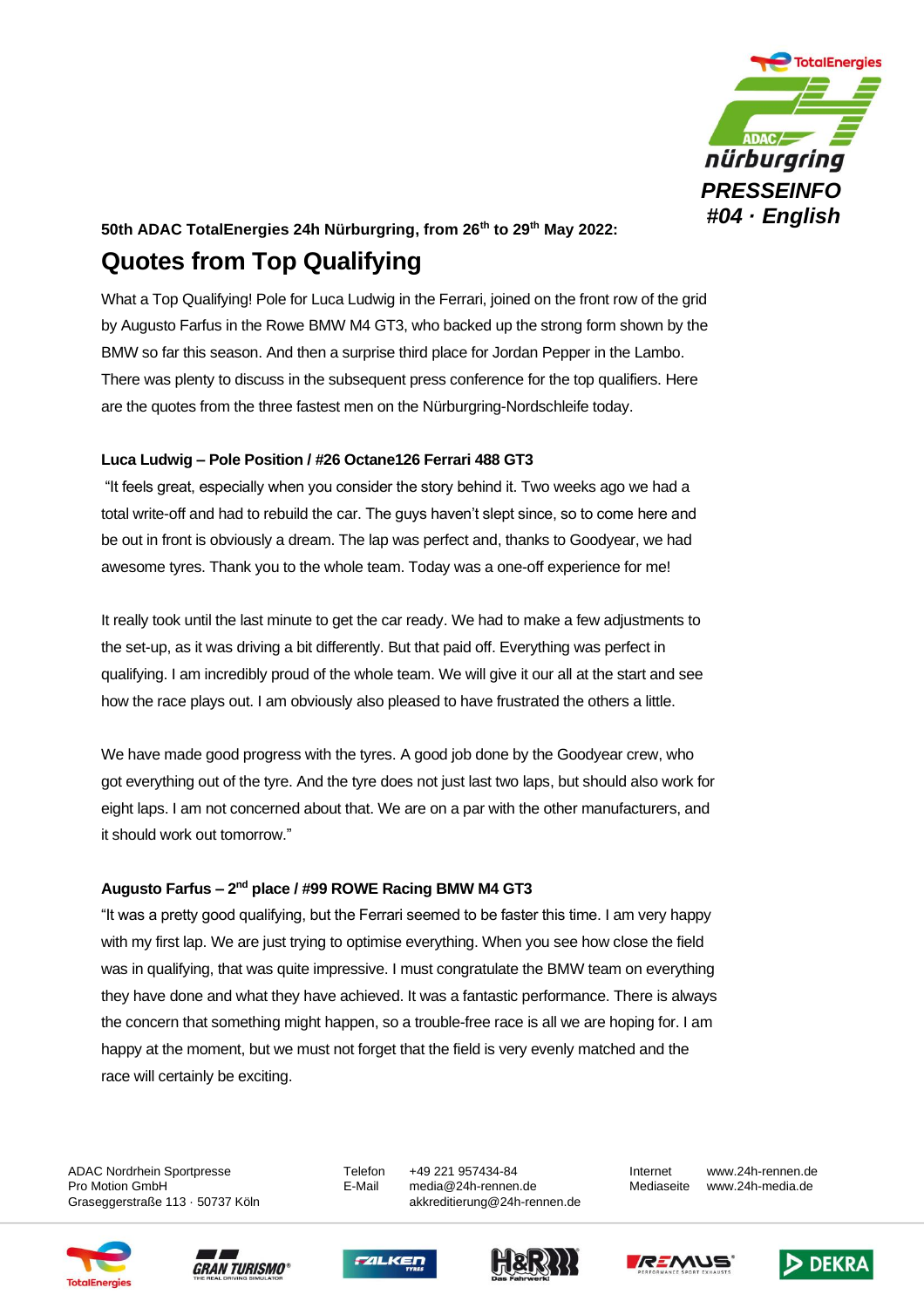PRESSEINFO
#04 · English

**50th ADAC TotalEnergies 24h Nürburgring, from 26th to 29th May 2022:**

# Quotes from Top Qualifying

What a Top Qualifying! Pole for Luca Ludwig in the Ferrari, joined on the front row of the grid by Augusto Farfus in the Rowe BMW M4 GT3, who backed up the strong form shown by the BMW so far this season. And then a surprise third place for Jordan Pepper in the Lambo. There was plenty to discuss in the subsequent press conference for the top qualifiers. Here are the quotes from the three fastest men on the Nürburgring-Nordschleife today.

**Luca Ludwig – Pole Position / #26 Octane126 Ferrari 488 GT3**

"It feels great, especially when you consider the story behind it. Two weeks ago we had a total write-off and had to rebuild the car. The guys haven't slept since, so to come here and be out in front is obviously a dream. The lap was perfect and, thanks to Goodyear, we had awesome tyres. Thank you to the whole team. Today was a one-off experience for me!

It really took until the last minute to get the car ready. We had to make a few adjustments to the set-up, as it was driving a bit differently. But that paid off. Everything was perfect in qualifying. I am incredibly proud of the whole team. We will give it our all at the start and see how the race plays out. I am obviously also pleased to have frustrated the others a little.

We have made good progress with the tyres. A good job done by the Goodyear crew, who got everything out of the tyre. And the tyre does not just last two laps, but should also work for eight laps. I am not concerned about that. We are on a par with the other manufacturers, and it should work out tomorrow."

**Augusto Farfus – 2nd place / #99 ROWE Racing BMW M4 GT3**

"It was a pretty good qualifying, but the Ferrari seemed to be faster this time. I am very happy with my first lap. We are just trying to optimise everything. When you see how close the field was in qualifying, that was quite impressive. I must congratulate the BMW team on everything they have done and what they have achieved. It was a fantastic performance. There is always the concern that something might happen, so a trouble-free race is all we are hoping for. I am happy at the moment, but we must not forget that the field is very evenly matched and the race will certainly be exciting.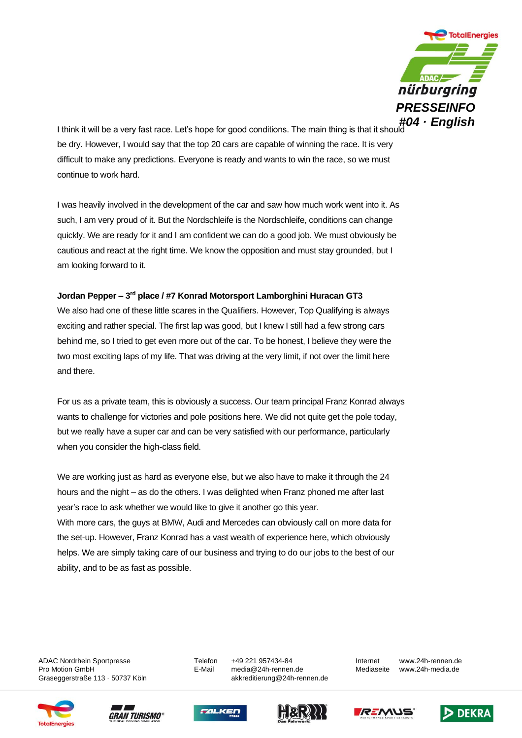I think it will be a very fast race. Let's hope for good conditions. The main thing is that it should be dry. However, I would say that the top 20 cars are capable of winning the race. It is very difficult to make any predictions. Everyone is ready and wants to win the race, so we must continue to work hard.

I was heavily involved in the development of the car and saw how much work went into it. As such, I am very proud of it. But the Nordschleife is the Nordschleife, conditions can change quickly. We are ready for it and I am confident we can do a good job. We must obviously be cautious and react at the right time. We know the opposition and must stay grounded, but I am looking forward to it.

**Jordan Pepper – 3rd place / #7 Konrad Motorsport Lamborghini Huracan GT3**

We also had one of these little scares in the Qualifiers. However, Top Qualifying is always exciting and rather special. The first lap was good, but I knew I still had a few strong cars behind me, so I tried to get even more out of the car. To be honest, I believe they were the two most exciting laps of my life. That was driving at the very limit, if not over the limit here and there.

For us as a private team, this is obviously a success. Our team principal Franz Konrad always wants to challenge for victories and pole positions here. We did not quite get the pole today, but we really have a super car and can be very satisfied with our performance, particularly when you consider the high-class field.

We are working just as hard as everyone else, but we also have to make it through the 24 hours and the night – as do the others. I was delighted when Franz phoned me after last year's race to ask whether we would like to give it another go this year.
With more cars, the guys at BMW, Audi and Mercedes can obviously call on more data for the set-up. However, Franz Konrad has a vast wealth of experience here, which obviously helps. We are simply taking care of our business and trying to do our jobs to the best of our ability, and to be as fast as possible.